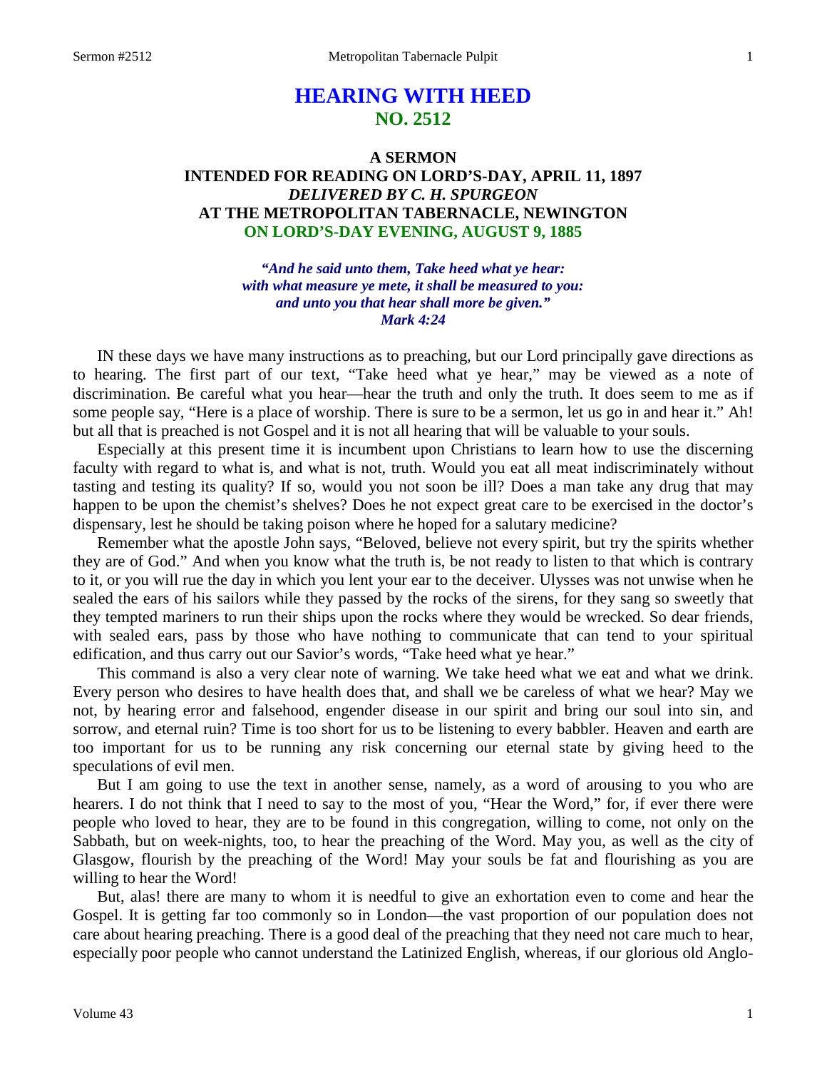# HEARING WITH HEED
## NO. 2512

### A SERMON
### INTENDED FOR READING ON LORD'S-DAY, APRIL 11, 1897
### *DELIVERED BY C. H. SPURGEON*
### AT THE METROPOLITAN TABERNACLE, NEWINGTON
### ON LORD'S-DAY EVENING, AUGUST 9, 1885

*"And he said unto them, Take heed what ye hear: with what measure ye mete, it shall be measured to you: and unto you that hear shall more be given." Mark 4:24*

IN these days we have many instructions as to preaching, but our Lord principally gave directions as to hearing. The first part of our text, "Take heed what ye hear," may be viewed as a note of discrimination. Be careful what you hear—hear the truth and only the truth. It does seem to me as if some people say, "Here is a place of worship. There is sure to be a sermon, let us go in and hear it." Ah! but all that is preached is not Gospel and it is not all hearing that will be valuable to your souls.

Especially at this present time it is incumbent upon Christians to learn how to use the discerning faculty with regard to what is, and what is not, truth. Would you eat all meat indiscriminately without tasting and testing its quality? If so, would you not soon be ill? Does a man take any drug that may happen to be upon the chemist's shelves? Does he not expect great care to be exercised in the doctor's dispensary, lest he should be taking poison where he hoped for a salutary medicine?

Remember what the apostle John says, "Beloved, believe not every spirit, but try the spirits whether they are of God." And when you know what the truth is, be not ready to listen to that which is contrary to it, or you will rue the day in which you lent your ear to the deceiver. Ulysses was not unwise when he sealed the ears of his sailors while they passed by the rocks of the sirens, for they sang so sweetly that they tempted mariners to run their ships upon the rocks where they would be wrecked. So dear friends, with sealed ears, pass by those who have nothing to communicate that can tend to your spiritual edification, and thus carry out our Savior's words, "Take heed what ye hear."

This command is also a very clear note of warning. We take heed what we eat and what we drink. Every person who desires to have health does that, and shall we be careless of what we hear? May we not, by hearing error and falsehood, engender disease in our spirit and bring our soul into sin, and sorrow, and eternal ruin? Time is too short for us to be listening to every babbler. Heaven and earth are too important for us to be running any risk concerning our eternal state by giving heed to the speculations of evil men.

But I am going to use the text in another sense, namely, as a word of arousing to you who are hearers. I do not think that I need to say to the most of you, "Hear the Word," for, if ever there were people who loved to hear, they are to be found in this congregation, willing to come, not only on the Sabbath, but on week-nights, too, to hear the preaching of the Word. May you, as well as the city of Glasgow, flourish by the preaching of the Word! May your souls be fat and flourishing as you are willing to hear the Word!

But, alas! there are many to whom it is needful to give an exhortation even to come and hear the Gospel. It is getting far too commonly so in London—the vast proportion of our population does not care about hearing preaching. There is a good deal of the preaching that they need not care much to hear, especially poor people who cannot understand the Latinized English, whereas, if our glorious old Anglo-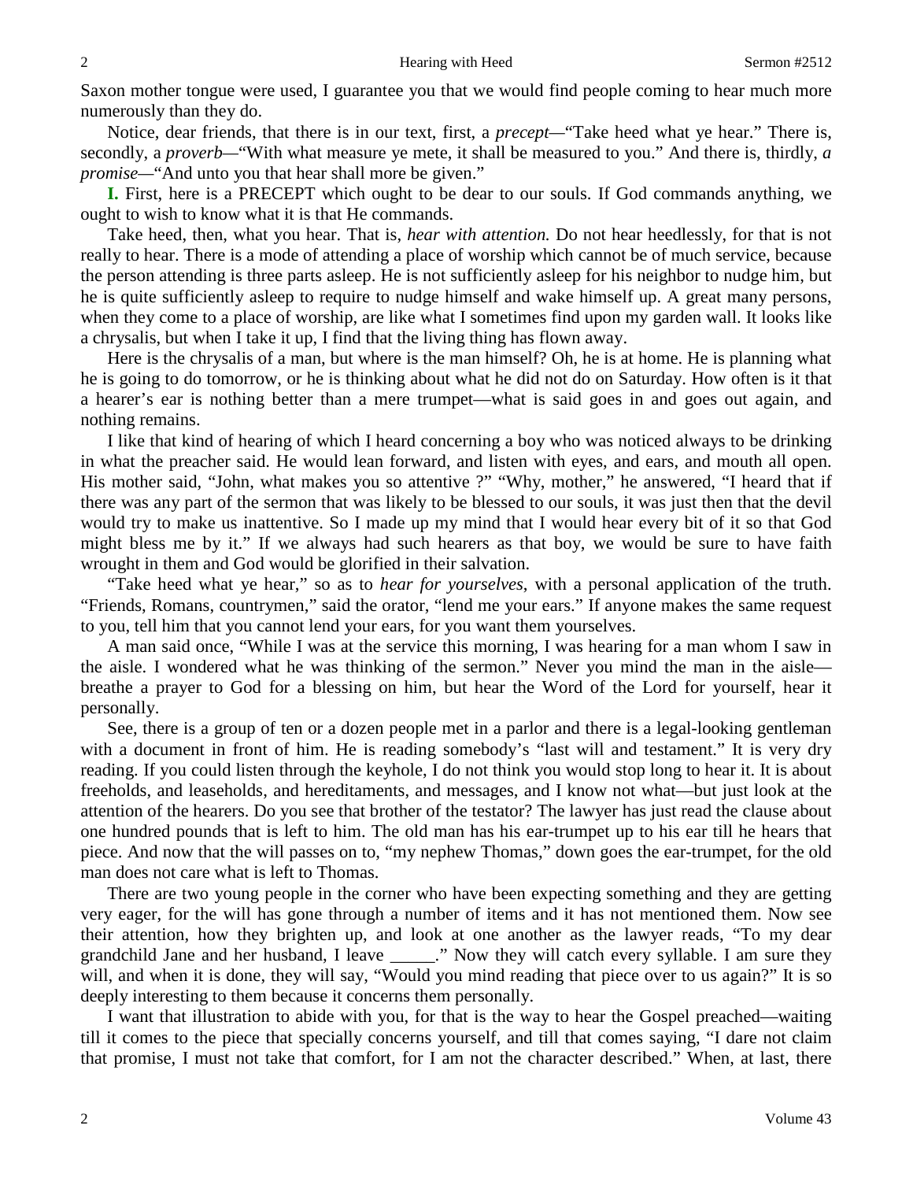Saxon mother tongue were used, I guarantee you that we would find people coming to hear much more numerously than they do.

Notice, dear friends, that there is in our text, first, a *precept*—"Take heed what ye hear." There is, secondly, a *proverb*—"With what measure ye mete, it shall be measured to you." And there is, thirdly, *a promise*—"And unto you that hear shall more be given."

**I.** First, here is a PRECEPT which ought to be dear to our souls. If God commands anything, we ought to wish to know what it is that He commands.

Take heed, then, what you hear. That is, *hear with attention.* Do not hear heedlessly, for that is not really to hear. There is a mode of attending a place of worship which cannot be of much service, because the person attending is three parts asleep. He is not sufficiently asleep for his neighbor to nudge him, but he is quite sufficiently asleep to require to nudge himself and wake himself up. A great many persons, when they come to a place of worship, are like what I sometimes find upon my garden wall. It looks like a chrysalis, but when I take it up, I find that the living thing has flown away.

Here is the chrysalis of a man, but where is the man himself? Oh, he is at home. He is planning what he is going to do tomorrow, or he is thinking about what he did not do on Saturday. How often is it that a hearer's ear is nothing better than a mere trumpet—what is said goes in and goes out again, and nothing remains.

I like that kind of hearing of which I heard concerning a boy who was noticed always to be drinking in what the preacher said. He would lean forward, and listen with eyes, and ears, and mouth all open. His mother said, "John, what makes you so attentive ?" "Why, mother," he answered, "I heard that if there was any part of the sermon that was likely to be blessed to our souls, it was just then that the devil would try to make us inattentive. So I made up my mind that I would hear every bit of it so that God might bless me by it." If we always had such hearers as that boy, we would be sure to have faith wrought in them and God would be glorified in their salvation.

"Take heed what ye hear," so as to *hear for yourselves*, with a personal application of the truth. "Friends, Romans, countrymen," said the orator, "lend me your ears." If anyone makes the same request to you, tell him that you cannot lend your ears, for you want them yourselves.

A man said once, "While I was at the service this morning, I was hearing for a man whom I saw in the aisle. I wondered what he was thinking of the sermon." Never you mind the man in the aisle—breathe a prayer to God for a blessing on him, but hear the Word of the Lord for yourself, hear it personally.

See, there is a group of ten or a dozen people met in a parlor and there is a legal-looking gentleman with a document in front of him. He is reading somebody's "last will and testament." It is very dry reading. If you could listen through the keyhole, I do not think you would stop long to hear it. It is about freeholds, and leaseholds, and hereditaments, and messages, and I know not what—but just look at the attention of the hearers. Do you see that brother of the testator? The lawyer has just read the clause about one hundred pounds that is left to him. The old man has his ear-trumpet up to his ear till he hears that piece. And now that the will passes on to, "my nephew Thomas," down goes the ear-trumpet, for the old man does not care what is left to Thomas.

There are two young people in the corner who have been expecting something and they are getting very eager, for the will has gone through a number of items and it has not mentioned them. Now see their attention, how they brighten up, and look at one another as the lawyer reads, "To my dear grandchild Jane and her husband, I leave _____." Now they will catch every syllable. I am sure they will, and when it is done, they will say, "Would you mind reading that piece over to us again?" It is so deeply interesting to them because it concerns them personally.

I want that illustration to abide with you, for that is the way to hear the Gospel preached—waiting till it comes to the piece that specially concerns yourself, and till that comes saying, "I dare not claim that promise, I must not take that comfort, for I am not the character described." When, at last, there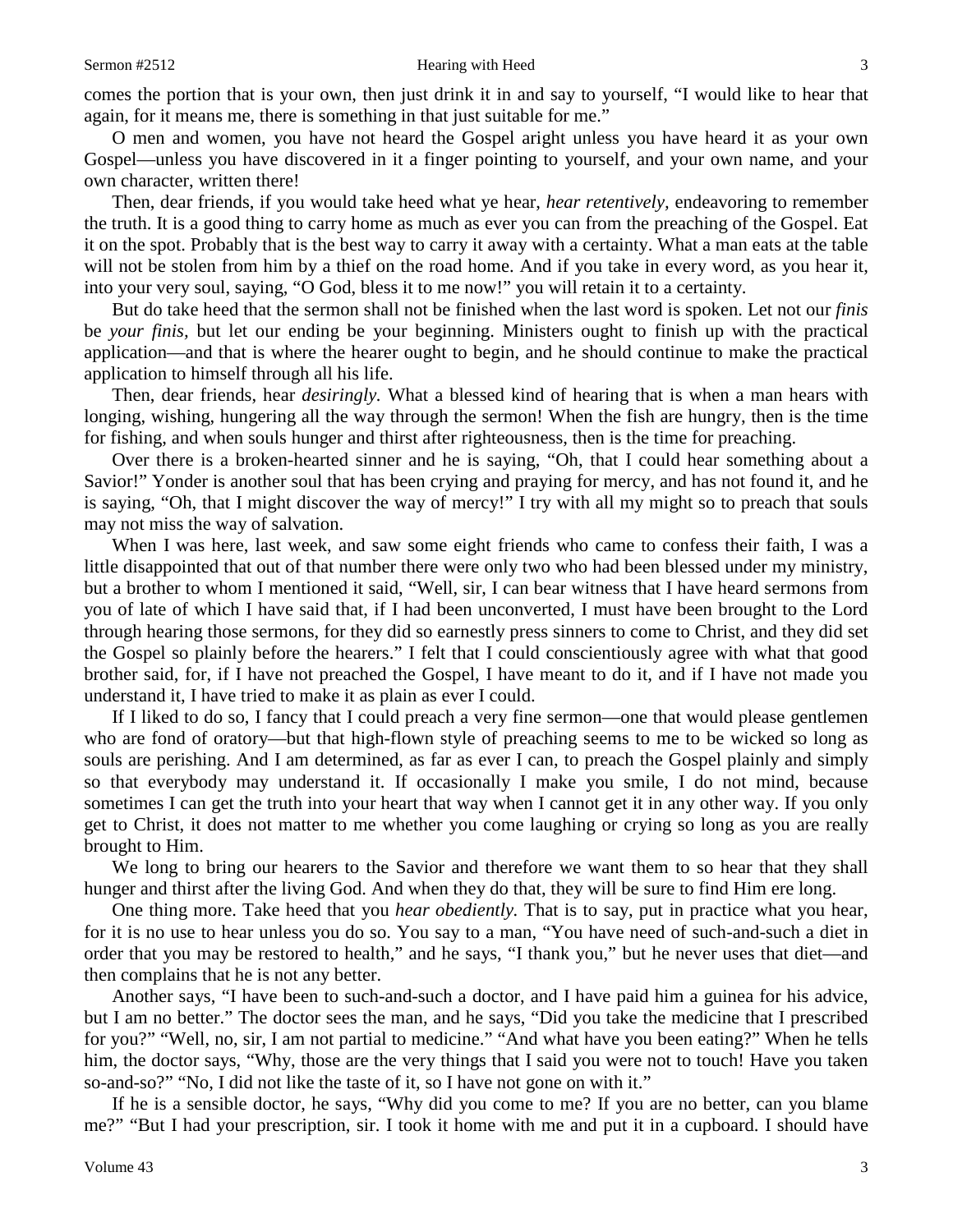comes the portion that is your own, then just drink it in and say to yourself, "I would like to hear that again, for it means me, there is something in that just suitable for me."

O men and women, you have not heard the Gospel aright unless you have heard it as your own Gospel—unless you have discovered in it a finger pointing to yourself, and your own name, and your own character, written there!

Then, dear friends, if you would take heed what ye hear, *hear retentively,* endeavoring to remember the truth. It is a good thing to carry home as much as ever you can from the preaching of the Gospel. Eat it on the spot. Probably that is the best way to carry it away with a certainty. What a man eats at the table will not be stolen from him by a thief on the road home. And if you take in every word, as you hear it, into your very soul, saying, "O God, bless it to me now!" you will retain it to a certainty.

But do take heed that the sermon shall not be finished when the last word is spoken. Let not our *finis* be *your finis,* but let our ending be your beginning. Ministers ought to finish up with the practical application—and that is where the hearer ought to begin, and he should continue to make the practical application to himself through all his life.

Then, dear friends, hear *desiringly.* What a blessed kind of hearing that is when a man hears with longing, wishing, hungering all the way through the sermon! When the fish are hungry, then is the time for fishing, and when souls hunger and thirst after righteousness, then is the time for preaching.

Over there is a broken-hearted sinner and he is saying, "Oh, that I could hear something about a Savior!" Yonder is another soul that has been crying and praying for mercy, and has not found it, and he is saying, "Oh, that I might discover the way of mercy!" I try with all my might so to preach that souls may not miss the way of salvation.

When I was here, last week, and saw some eight friends who came to confess their faith, I was a little disappointed that out of that number there were only two who had been blessed under my ministry, but a brother to whom I mentioned it said, "Well, sir, I can bear witness that I have heard sermons from you of late of which I have said that, if I had been unconverted, I must have been brought to the Lord through hearing those sermons, for they did so earnestly press sinners to come to Christ, and they did set the Gospel so plainly before the hearers." I felt that I could conscientiously agree with what that good brother said, for, if I have not preached the Gospel, I have meant to do it, and if I have not made you understand it, I have tried to make it as plain as ever I could.

If I liked to do so, I fancy that I could preach a very fine sermon—one that would please gentlemen who are fond of oratory—but that high-flown style of preaching seems to me to be wicked so long as souls are perishing. And I am determined, as far as ever I can, to preach the Gospel plainly and simply so that everybody may understand it. If occasionally I make you smile, I do not mind, because sometimes I can get the truth into your heart that way when I cannot get it in any other way. If you only get to Christ, it does not matter to me whether you come laughing or crying so long as you are really brought to Him.

We long to bring our hearers to the Savior and therefore we want them to so hear that they shall hunger and thirst after the living God. And when they do that, they will be sure to find Him ere long.

One thing more. Take heed that you *hear obediently.* That is to say, put in practice what you hear, for it is no use to hear unless you do so. You say to a man, "You have need of such-and-such a diet in order that you may be restored to health," and he says, "I thank you," but he never uses that diet—and then complains that he is not any better.

Another says, "I have been to such-and-such a doctor, and I have paid him a guinea for his advice, but I am no better." The doctor sees the man, and he says, "Did you take the medicine that I prescribed for you?" "Well, no, sir, I am not partial to medicine." "And what have you been eating?" When he tells him, the doctor says, "Why, those are the very things that I said you were not to touch! Have you taken so-and-so?" "No, I did not like the taste of it, so I have not gone on with it."

If he is a sensible doctor, he says, "Why did you come to me? If you are no better, can you blame me?" "But I had your prescription, sir. I took it home with me and put it in a cupboard. I should have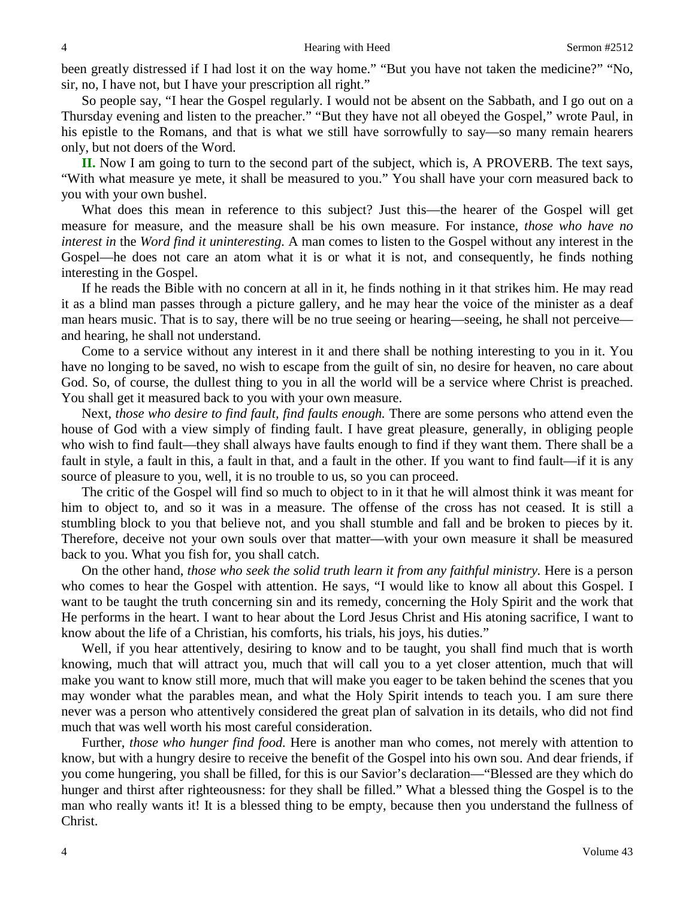been greatly distressed if I had lost it on the way home." "But you have not taken the medicine?" "No, sir, no, I have not, but I have your prescription all right."

So people say, "I hear the Gospel regularly. I would not be absent on the Sabbath, and I go out on a Thursday evening and listen to the preacher." "But they have not all obeyed the Gospel," wrote Paul, in his epistle to the Romans, and that is what we still have sorrowfully to say—so many remain hearers only, but not doers of the Word.

**II.** Now I am going to turn to the second part of the subject, which is, A PROVERB. The text says, "With what measure ye mete, it shall be measured to you." You shall have your corn measured back to you with your own bushel.

What does this mean in reference to this subject? Just this—the hearer of the Gospel will get measure for measure, and the measure shall be his own measure. For instance, *those who have no interest in* the *Word find it uninteresting.* A man comes to listen to the Gospel without any interest in the Gospel—he does not care an atom what it is or what it is not, and consequently, he finds nothing interesting in the Gospel.

If he reads the Bible with no concern at all in it, he finds nothing in it that strikes him. He may read it as a blind man passes through a picture gallery, and he may hear the voice of the minister as a deaf man hears music. That is to say, there will be no true seeing or hearing—seeing, he shall not perceive—and hearing, he shall not understand.

Come to a service without any interest in it and there shall be nothing interesting to you in it. You have no longing to be saved, no wish to escape from the guilt of sin, no desire for heaven, no care about God. So, of course, the dullest thing to you in all the world will be a service where Christ is preached. You shall get it measured back to you with your own measure.

Next, *those who desire to find fault, find faults enough.* There are some persons who attend even the house of God with a view simply of finding fault. I have great pleasure, generally, in obliging people who wish to find fault—they shall always have faults enough to find if they want them. There shall be a fault in style, a fault in this, a fault in that, and a fault in the other. If you want to find fault—if it is any source of pleasure to you, well, it is no trouble to us, so you can proceed.

The critic of the Gospel will find so much to object to in it that he will almost think it was meant for him to object to, and so it was in a measure. The offense of the cross has not ceased. It is still a stumbling block to you that believe not, and you shall stumble and fall and be broken to pieces by it. Therefore, deceive not your own souls over that matter—with your own measure it shall be measured back to you. What you fish for, you shall catch.

On the other hand, *those who seek the solid truth learn it from any faithful ministry.* Here is a person who comes to hear the Gospel with attention. He says, "I would like to know all about this Gospel. I want to be taught the truth concerning sin and its remedy, concerning the Holy Spirit and the work that He performs in the heart. I want to hear about the Lord Jesus Christ and His atoning sacrifice, I want to know about the life of a Christian, his comforts, his trials, his joys, his duties."

Well, if you hear attentively, desiring to know and to be taught, you shall find much that is worth knowing, much that will attract you, much that will call you to a yet closer attention, much that will make you want to know still more, much that will make you eager to be taken behind the scenes that you may wonder what the parables mean, and what the Holy Spirit intends to teach you. I am sure there never was a person who attentively considered the great plan of salvation in its details, who did not find much that was well worth his most careful consideration.

Further, *those who hunger find food.* Here is another man who comes, not merely with attention to know, but with a hungry desire to receive the benefit of the Gospel into his own sou. And dear friends, if you come hungering, you shall be filled, for this is our Savior's declaration—"Blessed are they which do hunger and thirst after righteousness: for they shall be filled." What a blessed thing the Gospel is to the man who really wants it! It is a blessed thing to be empty, because then you understand the fullness of Christ.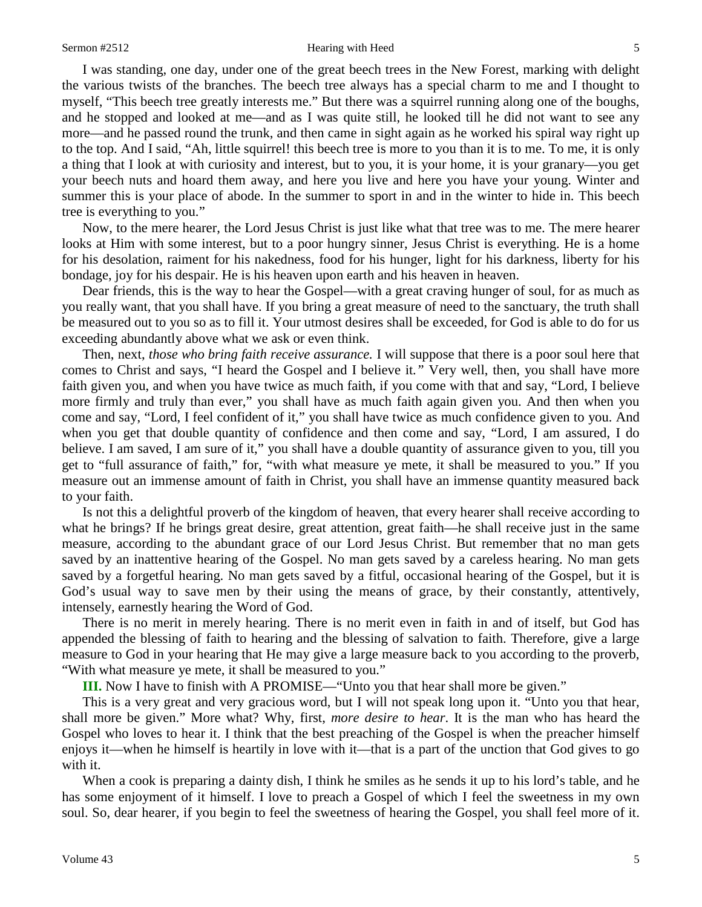I was standing, one day, under one of the great beech trees in the New Forest, marking with delight the various twists of the branches. The beech tree always has a special charm to me and I thought to myself, "This beech tree greatly interests me." But there was a squirrel running along one of the boughs, and he stopped and looked at me—and as I was quite still, he looked till he did not want to see any more—and he passed round the trunk, and then came in sight again as he worked his spiral way right up to the top. And I said, "Ah, little squirrel! this beech tree is more to you than it is to me. To me, it is only a thing that I look at with curiosity and interest, but to you, it is your home, it is your granary—you get your beech nuts and hoard them away, and here you live and here you have your young. Winter and summer this is your place of abode. In the summer to sport in and in the winter to hide in. This beech tree is everything to you."

Now, to the mere hearer, the Lord Jesus Christ is just like what that tree was to me. The mere hearer looks at Him with some interest, but to a poor hungry sinner, Jesus Christ is everything. He is a home for his desolation, raiment for his nakedness, food for his hunger, light for his darkness, liberty for his bondage, joy for his despair. He is his heaven upon earth and his heaven in heaven.

Dear friends, this is the way to hear the Gospel—with a great craving hunger of soul, for as much as you really want, that you shall have. If you bring a great measure of need to the sanctuary, the truth shall be measured out to you so as to fill it. Your utmost desires shall be exceeded, for God is able to do for us exceeding abundantly above what we ask or even think.

Then, next, *those who bring faith receive assurance.* I will suppose that there is a poor soul here that comes to Christ and says, "I heard the Gospel and I believe it*."* Very well, then, you shall have more faith given you, and when you have twice as much faith, if you come with that and say, "Lord, I believe more firmly and truly than ever," you shall have as much faith again given you. And then when you come and say, "Lord, I feel confident of it," you shall have twice as much confidence given to you. And when you get that double quantity of confidence and then come and say, "Lord, I am assured, I do believe. I am saved, I am sure of it," you shall have a double quantity of assurance given to you, till you get to "full assurance of faith," for, "with what measure ye mete, it shall be measured to you." If you measure out an immense amount of faith in Christ, you shall have an immense quantity measured back to your faith.

Is not this a delightful proverb of the kingdom of heaven, that every hearer shall receive according to what he brings? If he brings great desire, great attention, great faith—he shall receive just in the same measure, according to the abundant grace of our Lord Jesus Christ. But remember that no man gets saved by an inattentive hearing of the Gospel. No man gets saved by a careless hearing. No man gets saved by a forgetful hearing. No man gets saved by a fitful, occasional hearing of the Gospel, but it is God's usual way to save men by their using the means of grace, by their constantly, attentively, intensely, earnestly hearing the Word of God.

There is no merit in merely hearing. There is no merit even in faith in and of itself, but God has appended the blessing of faith to hearing and the blessing of salvation to faith. Therefore, give a large measure to God in your hearing that He may give a large measure back to you according to the proverb, "With what measure ye mete, it shall be measured to you."

**III.** Now I have to finish with A PROMISE—"Unto you that hear shall more be given."

This is a very great and very gracious word, but I will not speak long upon it. "Unto you that hear, shall more be given." More what? Why, first, *more desire to hear*. It is the man who has heard the Gospel who loves to hear it. I think that the best preaching of the Gospel is when the preacher himself enjoys it—when he himself is heartily in love with it—that is a part of the unction that God gives to go with it.

When a cook is preparing a dainty dish, I think he smiles as he sends it up to his lord's table, and he has some enjoyment of it himself. I love to preach a Gospel of which I feel the sweetness in my own soul. So, dear hearer, if you begin to feel the sweetness of hearing the Gospel, you shall feel more of it.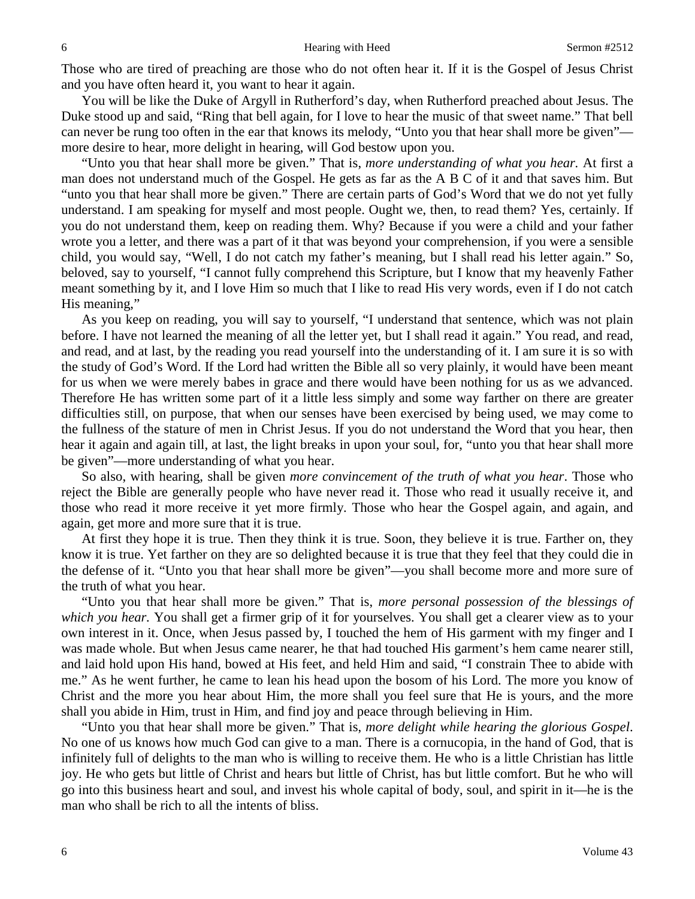Those who are tired of preaching are those who do not often hear it. If it is the Gospel of Jesus Christ and you have often heard it, you want to hear it again.

You will be like the Duke of Argyll in Rutherford's day, when Rutherford preached about Jesus. The Duke stood up and said, "Ring that bell again, for I love to hear the music of that sweet name." That bell can never be rung too often in the ear that knows its melody, "Unto you that hear shall more be given"—more desire to hear, more delight in hearing, will God bestow upon you.

"Unto you that hear shall more be given." That is, *more understanding of what you hear.* At first a man does not understand much of the Gospel. He gets as far as the A B C of it and that saves him. But "unto you that hear shall more be given." There are certain parts of God's Word that we do not yet fully understand. I am speaking for myself and most people. Ought we, then, to read them? Yes, certainly. If you do not understand them, keep on reading them. Why? Because if you were a child and your father wrote you a letter, and there was a part of it that was beyond your comprehension, if you were a sensible child, you would say, "Well, I do not catch my father's meaning, but I shall read his letter again." So, beloved, say to yourself, "I cannot fully comprehend this Scripture, but I know that my heavenly Father meant something by it, and I love Him so much that I like to read His very words, even if I do not catch His meaning,"

As you keep on reading, you will say to yourself, "I understand that sentence, which was not plain before. I have not learned the meaning of all the letter yet, but I shall read it again." You read, and read, and read, and at last, by the reading you read yourself into the understanding of it. I am sure it is so with the study of God's Word. If the Lord had written the Bible all so very plainly, it would have been meant for us when we were merely babes in grace and there would have been nothing for us as we advanced. Therefore He has written some part of it a little less simply and some way farther on there are greater difficulties still, on purpose, that when our senses have been exercised by being used, we may come to the fullness of the stature of men in Christ Jesus. If you do not understand the Word that you hear, then hear it again and again till, at last, the light breaks in upon your soul, for, "unto you that hear shall more be given"—more understanding of what you hear.

So also, with hearing, shall be given *more convincement of the truth of what you hear*. Those who reject the Bible are generally people who have never read it. Those who read it usually receive it, and those who read it more receive it yet more firmly. Those who hear the Gospel again, and again, and again, get more and more sure that it is true.

At first they hope it is true. Then they think it is true. Soon, they believe it is true. Farther on, they know it is true. Yet farther on they are so delighted because it is true that they feel that they could die in the defense of it. "Unto you that hear shall more be given"—you shall become more and more sure of the truth of what you hear.

"Unto you that hear shall more be given." That is, *more personal possession of the blessings of which you hear.* You shall get a firmer grip of it for yourselves. You shall get a clearer view as to your own interest in it. Once, when Jesus passed by, I touched the hem of His garment with my finger and I was made whole. But when Jesus came nearer, he that had touched His garment's hem came nearer still, and laid hold upon His hand, bowed at His feet, and held Him and said, "I constrain Thee to abide with me." As he went further, he came to lean his head upon the bosom of his Lord. The more you know of Christ and the more you hear about Him, the more shall you feel sure that He is yours, and the more shall you abide in Him, trust in Him, and find joy and peace through believing in Him.

"Unto you that hear shall more be given." That is, *more delight while hearing the glorious Gospel*. No one of us knows how much God can give to a man. There is a cornucopia, in the hand of God, that is infinitely full of delights to the man who is willing to receive them. He who is a little Christian has little joy. He who gets but little of Christ and hears but little of Christ, has but little comfort. But he who will go into this business heart and soul, and invest his whole capital of body, soul, and spirit in it—he is the man who shall be rich to all the intents of bliss.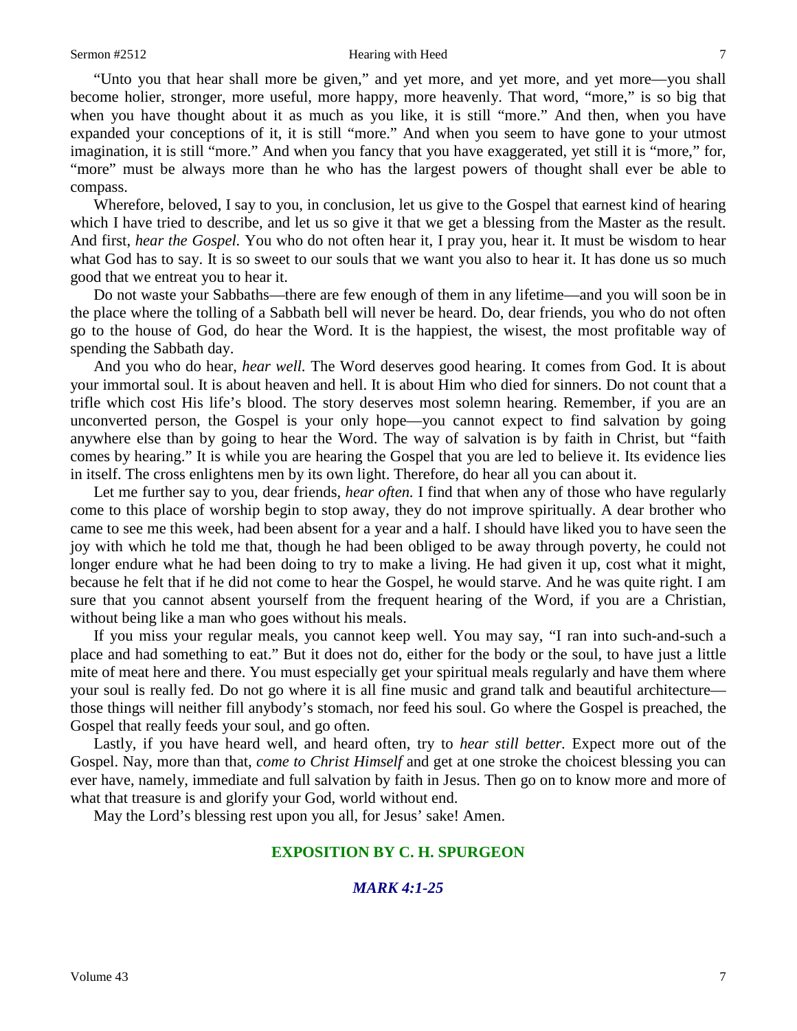"Unto you that hear shall more be given," and yet more, and yet more, and yet more—you shall become holier, stronger, more useful, more happy, more heavenly. That word, "more," is so big that when you have thought about it as much as you like, it is still "more." And then, when you have expanded your conceptions of it, it is still "more." And when you seem to have gone to your utmost imagination, it is still "more." And when you fancy that you have exaggerated, yet still it is "more," for, "more" must be always more than he who has the largest powers of thought shall ever be able to compass.

Wherefore, beloved, I say to you, in conclusion, let us give to the Gospel that earnest kind of hearing which I have tried to describe, and let us so give it that we get a blessing from the Master as the result. And first, *hear the Gospel.* You who do not often hear it, I pray you, hear it. It must be wisdom to hear what God has to say. It is so sweet to our souls that we want you also to hear it. It has done us so much good that we entreat you to hear it.

Do not waste your Sabbaths—there are few enough of them in any lifetime—and you will soon be in the place where the tolling of a Sabbath bell will never be heard. Do, dear friends, you who do not often go to the house of God, do hear the Word. It is the happiest, the wisest, the most profitable way of spending the Sabbath day.

And you who do hear, *hear well.* The Word deserves good hearing. It comes from God. It is about your immortal soul. It is about heaven and hell. It is about Him who died for sinners. Do not count that a trifle which cost His life's blood. The story deserves most solemn hearing. Remember, if you are an unconverted person, the Gospel is your only hope—you cannot expect to find salvation by going anywhere else than by going to hear the Word. The way of salvation is by faith in Christ, but "faith comes by hearing." It is while you are hearing the Gospel that you are led to believe it. Its evidence lies in itself. The cross enlightens men by its own light. Therefore, do hear all you can about it.

Let me further say to you, dear friends, *hear often.* I find that when any of those who have regularly come to this place of worship begin to stop away, they do not improve spiritually. A dear brother who came to see me this week, had been absent for a year and a half. I should have liked you to have seen the joy with which he told me that, though he had been obliged to be away through poverty, he could not longer endure what he had been doing to try to make a living. He had given it up, cost what it might, because he felt that if he did not come to hear the Gospel, he would starve. And he was quite right. I am sure that you cannot absent yourself from the frequent hearing of the Word, if you are a Christian, without being like a man who goes without his meals.

If you miss your regular meals, you cannot keep well. You may say, "I ran into such-and-such a place and had something to eat." But it does not do, either for the body or the soul, to have just a little mite of meat here and there. You must especially get your spiritual meals regularly and have them where your soul is really fed. Do not go where it is all fine music and grand talk and beautiful architecture—those things will neither fill anybody's stomach, nor feed his soul. Go where the Gospel is preached, the Gospel that really feeds your soul, and go often.

Lastly, if you have heard well, and heard often, try to *hear still better.* Expect more out of the Gospel. Nay, more than that, *come to Christ Himself* and get at one stroke the choicest blessing you can ever have, namely, immediate and full salvation by faith in Jesus. Then go on to know more and more of what that treasure is and glorify your God, world without end.

May the Lord's blessing rest upon you all, for Jesus' sake! Amen.

## EXPOSITION BY C. H. SPURGEON

### *MARK 4:1-25*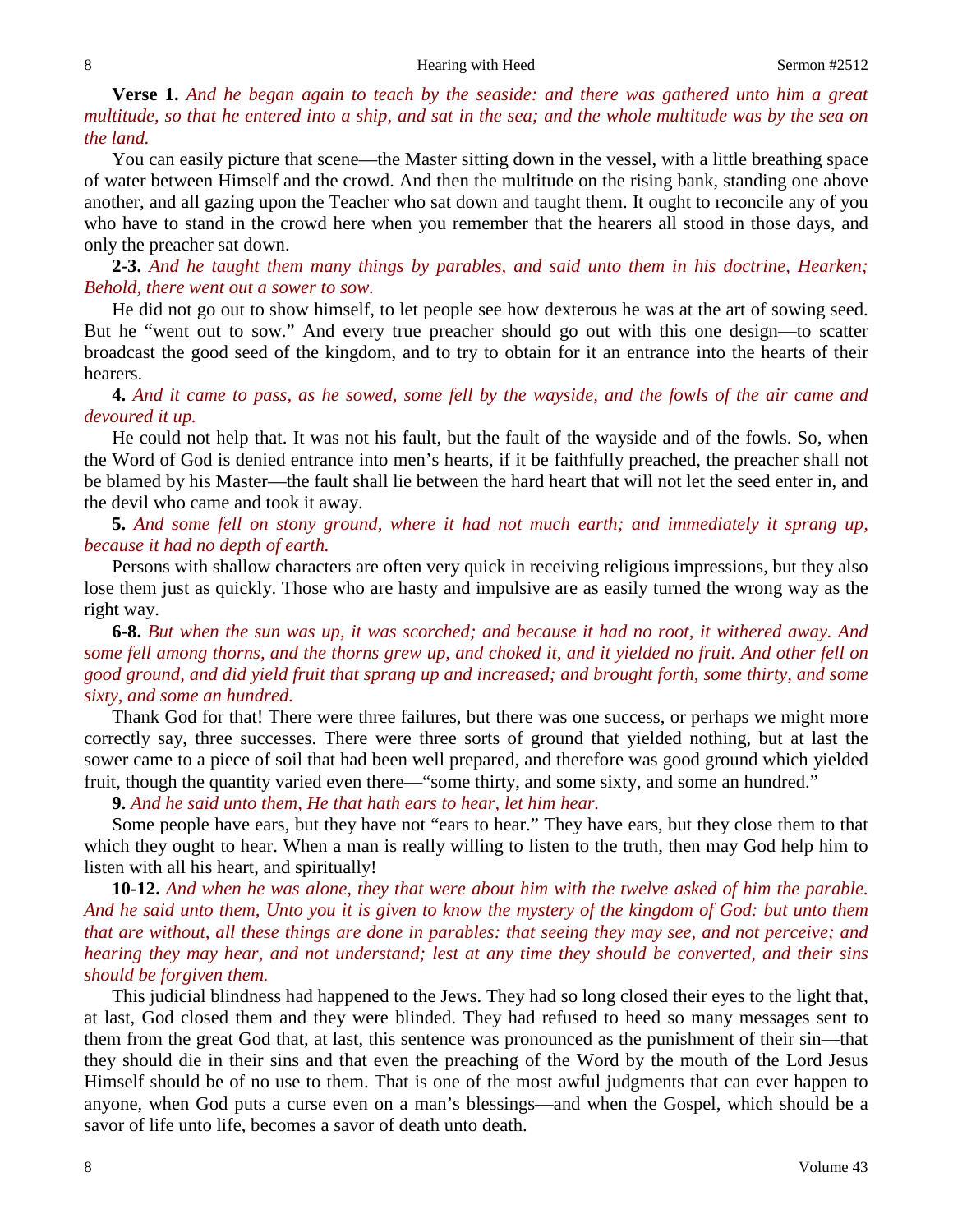**Verse 1.** *And he began again to teach by the seaside: and there was gathered unto him a great multitude, so that he entered into a ship, and sat in the sea; and the whole multitude was by the sea on the land.*

You can easily picture that scene—the Master sitting down in the vessel, with a little breathing space of water between Himself and the crowd. And then the multitude on the rising bank, standing one above another, and all gazing upon the Teacher who sat down and taught them. It ought to reconcile any of you who have to stand in the crowd here when you remember that the hearers all stood in those days, and only the preacher sat down.

**2-3.** *And he taught them many things by parables, and said unto them in his doctrine, Hearken; Behold, there went out a sower to sow.*

He did not go out to show himself, to let people see how dexterous he was at the art of sowing seed. But he "went out to sow." And every true preacher should go out with this one design—to scatter broadcast the good seed of the kingdom, and to try to obtain for it an entrance into the hearts of their hearers.

**4.** *And it came to pass, as he sowed, some fell by the wayside, and the fowls of the air came and devoured it up.*

He could not help that. It was not his fault, but the fault of the wayside and of the fowls. So, when the Word of God is denied entrance into men's hearts, if it be faithfully preached, the preacher shall not be blamed by his Master—the fault shall lie between the hard heart that will not let the seed enter in, and the devil who came and took it away.

**5.** *And some fell on stony ground, where it had not much earth; and immediately it sprang up, because it had no depth of earth.*

Persons with shallow characters are often very quick in receiving religious impressions, but they also lose them just as quickly. Those who are hasty and impulsive are as easily turned the wrong way as the right way.

**6-8.** *But when the sun was up, it was scorched; and because it had no root, it withered away. And some fell among thorns, and the thorns grew up, and choked it, and it yielded no fruit. And other fell on good ground, and did yield fruit that sprang up and increased; and brought forth, some thirty, and some sixty, and some an hundred.*

Thank God for that! There were three failures, but there was one success, or perhaps we might more correctly say, three successes. There were three sorts of ground that yielded nothing, but at last the sower came to a piece of soil that had been well prepared, and therefore was good ground which yielded fruit, though the quantity varied even there—"some thirty, and some sixty, and some an hundred."

**9.** *And he said unto them, He that hath ears to hear, let him hear.*

Some people have ears, but they have not "ears to hear." They have ears, but they close them to that which they ought to hear. When a man is really willing to listen to the truth, then may God help him to listen with all his heart, and spiritually!

**10-12.** *And when he was alone, they that were about him with the twelve asked of him the parable. And he said unto them, Unto you it is given to know the mystery of the kingdom of God: but unto them that are without, all these things are done in parables: that seeing they may see, and not perceive; and hearing they may hear, and not understand; lest at any time they should be converted, and their sins should be forgiven them.*

This judicial blindness had happened to the Jews. They had so long closed their eyes to the light that, at last, God closed them and they were blinded. They had refused to heed so many messages sent to them from the great God that, at last, this sentence was pronounced as the punishment of their sin—that they should die in their sins and that even the preaching of the Word by the mouth of the Lord Jesus Himself should be of no use to them. That is one of the most awful judgments that can ever happen to anyone, when God puts a curse even on a man's blessings—and when the Gospel, which should be a savor of life unto life, becomes a savor of death unto death.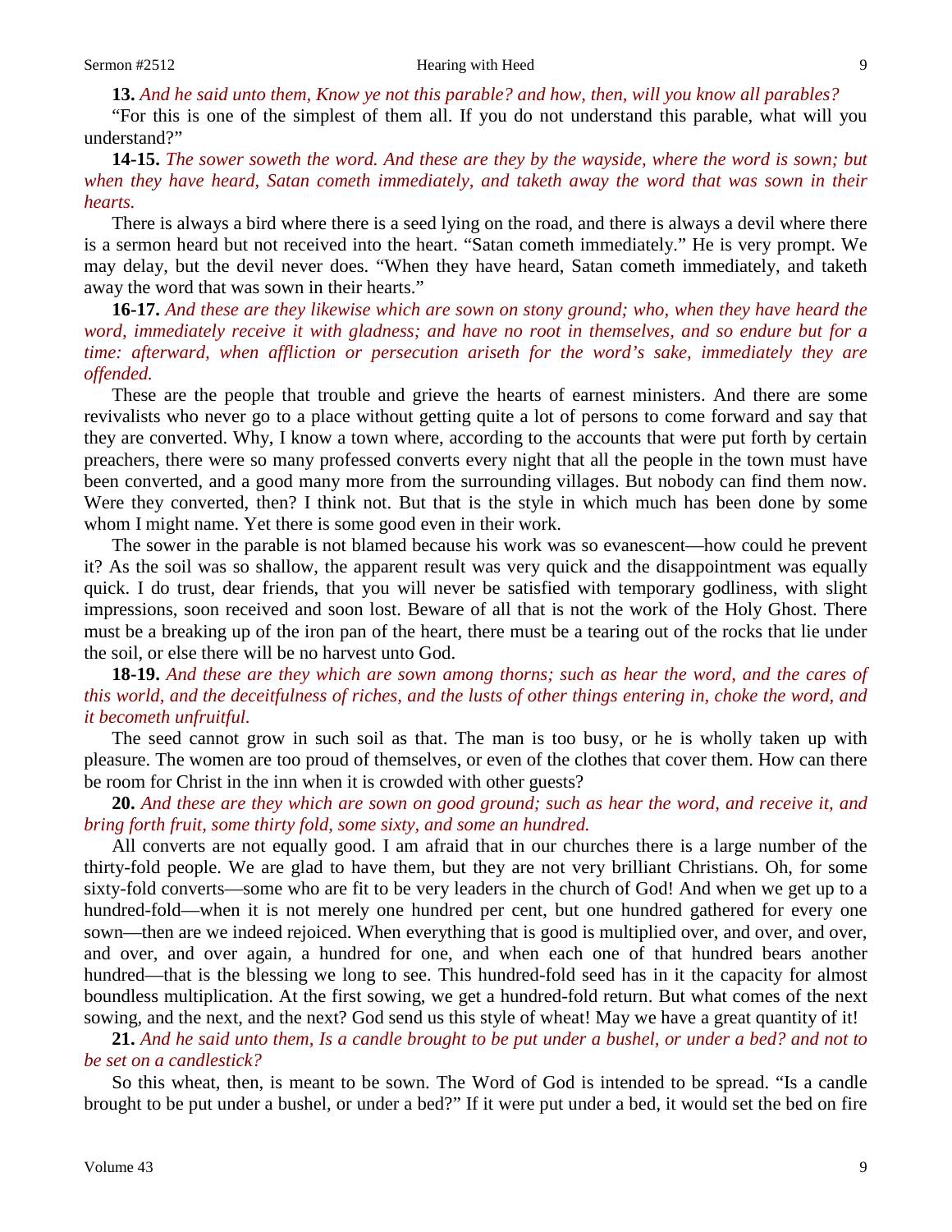**13.** *And he said unto them, Know ye not this parable? and how, then, will you know all parables?*

"For this is one of the simplest of them all. If you do not understand this parable, what will you understand?"

**14-15.** *The sower soweth the word. And these are they by the wayside, where the word is sown; but when they have heard, Satan cometh immediately, and taketh away the word that was sown in their hearts.*

There is always a bird where there is a seed lying on the road, and there is always a devil where there is a sermon heard but not received into the heart. "Satan cometh immediately." He is very prompt. We may delay, but the devil never does. "When they have heard, Satan cometh immediately, and taketh away the word that was sown in their hearts."

**16-17.** *And these are they likewise which are sown on stony ground; who, when they have heard the word, immediately receive it with gladness; and have no root in themselves, and so endure but for a time: afterward, when affliction or persecution ariseth for the word's sake, immediately they are offended.*

These are the people that trouble and grieve the hearts of earnest ministers. And there are some revivalists who never go to a place without getting quite a lot of persons to come forward and say that they are converted. Why, I know a town where, according to the accounts that were put forth by certain preachers, there were so many professed converts every night that all the people in the town must have been converted, and a good many more from the surrounding villages. But nobody can find them now. Were they converted, then? I think not. But that is the style in which much has been done by some whom I might name. Yet there is some good even in their work.

The sower in the parable is not blamed because his work was so evanescent—how could he prevent it? As the soil was so shallow, the apparent result was very quick and the disappointment was equally quick. I do trust, dear friends, that you will never be satisfied with temporary godliness, with slight impressions, soon received and soon lost. Beware of all that is not the work of the Holy Ghost. There must be a breaking up of the iron pan of the heart, there must be a tearing out of the rocks that lie under the soil, or else there will be no harvest unto God.

**18-19.** *And these are they which are sown among thorns; such as hear the word, and the cares of this world, and the deceitfulness of riches, and the lusts of other things entering in, choke the word, and it becometh unfruitful.*

The seed cannot grow in such soil as that. The man is too busy, or he is wholly taken up with pleasure. The women are too proud of themselves, or even of the clothes that cover them. How can there be room for Christ in the inn when it is crowded with other guests?

**20.** *And these are they which are sown on good ground; such as hear the word, and receive it, and bring forth fruit, some thirty fold, some sixty, and some an hundred.*

All converts are not equally good. I am afraid that in our churches there is a large number of the thirty-fold people. We are glad to have them, but they are not very brilliant Christians. Oh, for some sixty-fold converts—some who are fit to be very leaders in the church of God! And when we get up to a hundred-fold—when it is not merely one hundred per cent, but one hundred gathered for every one sown—then are we indeed rejoiced. When everything that is good is multiplied over, and over, and over, and over, and over again, a hundred for one, and when each one of that hundred bears another hundred—that is the blessing we long to see. This hundred-fold seed has in it the capacity for almost boundless multiplication. At the first sowing, we get a hundred-fold return. But what comes of the next sowing, and the next, and the next? God send us this style of wheat! May we have a great quantity of it!

**21.** *And he said unto them, Is a candle brought to be put under a bushel, or under a bed? and not to be set on a candlestick?*

So this wheat, then, is meant to be sown. The Word of God is intended to be spread. "Is a candle brought to be put under a bushel, or under a bed?" If it were put under a bed, it would set the bed on fire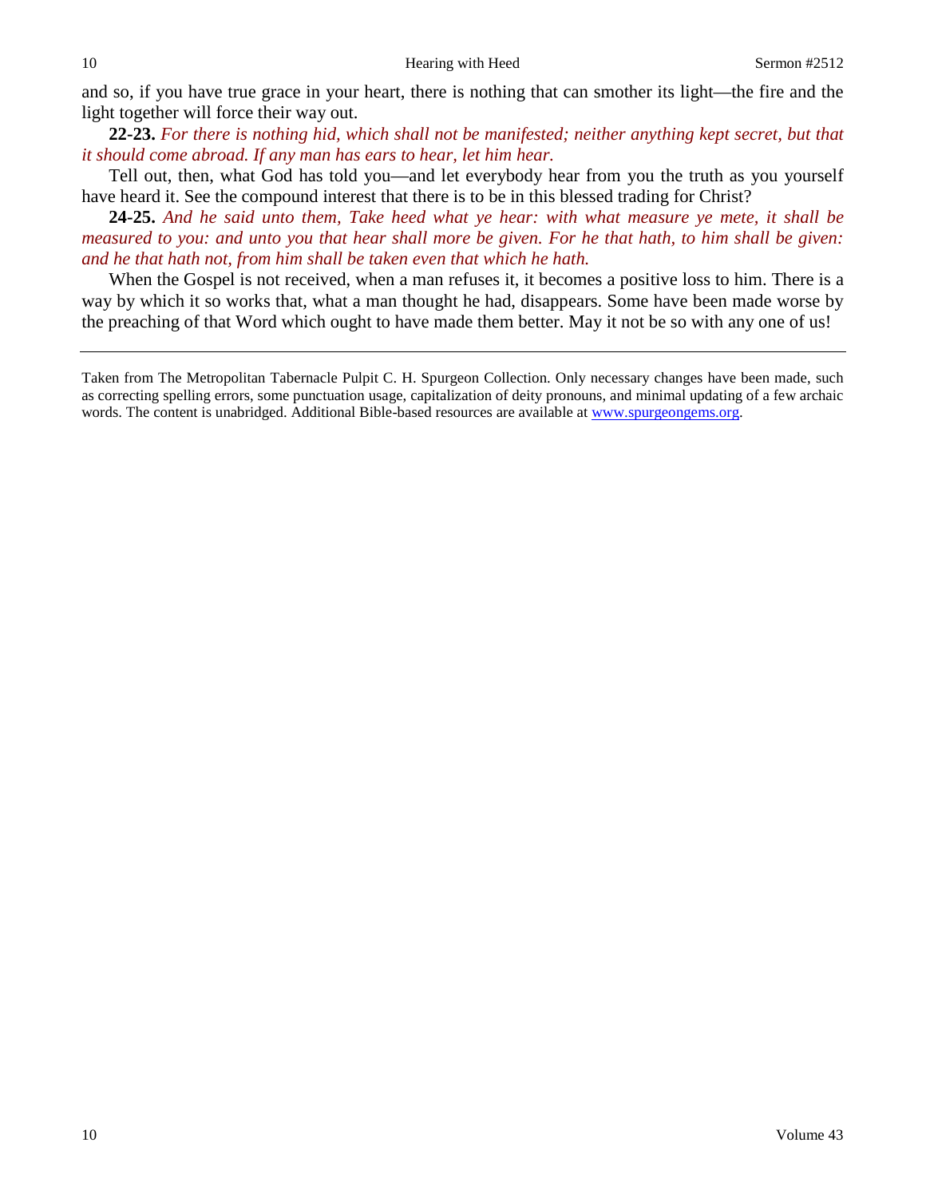and so, if you have true grace in your heart, there is nothing that can smother its light—the fire and the light together will force their way out.

**22-23.** *For there is nothing hid, which shall not be manifested; neither anything kept secret, but that it should come abroad. If any man has ears to hear, let him hear.*

Tell out, then, what God has told you—and let everybody hear from you the truth as you yourself have heard it. See the compound interest that there is to be in this blessed trading for Christ?

**24-25.** *And he said unto them, Take heed what ye hear: with what measure ye mete, it shall be measured to you: and unto you that hear shall more be given. For he that hath, to him shall be given: and he that hath not, from him shall be taken even that which he hath.*

When the Gospel is not received, when a man refuses it, it becomes a positive loss to him. There is a way by which it so works that, what a man thought he had, disappears. Some have been made worse by the preaching of that Word which ought to have made them better. May it not be so with any one of us!

---

Taken from The Metropolitan Tabernacle Pulpit C. H. Spurgeon Collection. Only necessary changes have been made, such as correcting spelling errors, some punctuation usage, capitalization of deity pronouns, and minimal updating of a few archaic words. The content is unabridged. Additional Bible-based resources are available at www.spurgeongems.org.